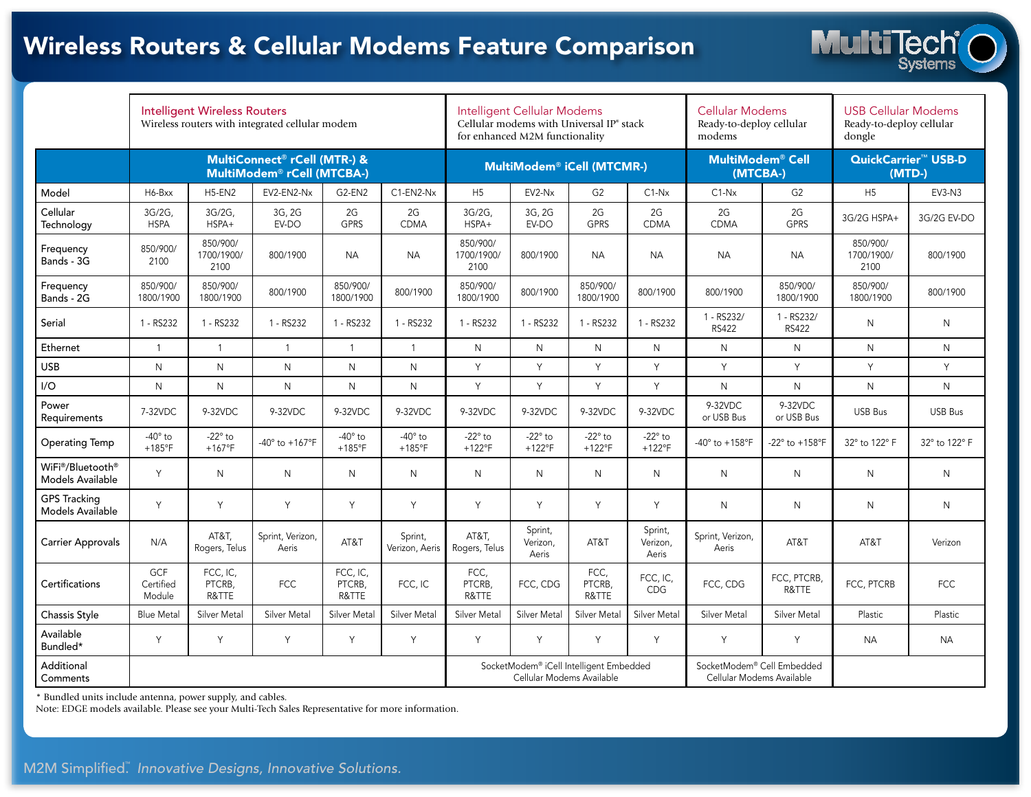# Wireless Routers & Cellular Modems Feature Comparison

| | Intelligent Wireless Routers<br>Wireless routers with integrated cellular modem | | | | | Intelligent Cellular Modems<br>Cellular modems with Universal IP® stack for enhanced M2M functionality | | | | Cellular Modems<br>Ready-to-deploy cellular modems | | USB Cellular Modems<br>Ready-to-deploy cellular dongle | |
|---|---|---|---|---|---|---|---|---|---|---|---|---|---|
| | MultiConnect® rCell (MTR-) & MultiModem® rCell (MTCBA-) | | | | | MultiModem® iCell (MTCMR-) | | | | MultiModem® Cell (MTCBA-) | | QuickCarrier™ USB-D (MTD-) | |
| Model | H6-Bxx | H5-EN2 | EV2-EN2-Nx | G2-EN2 | C1-EN2-Nx | H5 | EV2-Nx | G2 | C1-Nx | C1-Nx | G2 | H5 | EV3-N3 |
| Cellular Technology | 3G/2G, HSPA | 3G/2G, HSPA+ | 3G, 2G EV-DO | 2G GPRS | 2G CDMA | 3G/2G, HSPA+ | 3G, 2G EV-DO | 2G GPRS | 2G CDMA | 2G CDMA | 2G GPRS | 3G/2G HSPA+ | 3G/2G EV-DO |
| Frequency Bands - 3G | 850/900/ 2100 | 850/900/ 1700/1900/ 2100 | 800/1900 | NA | NA | 850/900/ 1700/1900/ 2100 | 800/1900 | NA | NA | NA | NA | 850/900/ 1700/1900/ 2100 | 800/1900 |
| Frequency Bands - 2G | 850/900/ 1800/1900 | 850/900/ 1800/1900 | 800/1900 | 850/900/ 1800/1900 | 800/1900 | 850/900/ 1800/1900 | 800/1900 | 850/900/ 1800/1900 | 800/1900 | 800/1900 | 850/900/ 1800/1900 | 850/900/ 1800/1900 | 800/1900 |
| Serial | 1 - RS232 | 1 - RS232 | 1 - RS232 | 1 - RS232 | 1 - RS232 | 1 - RS232 | 1 - RS232 | 1 - RS232 | 1 - RS232 | 1 - RS232/ RS422 | 1 - RS232/ RS422 | N | N |
| Ethernet | 1 | 1 | 1 | 1 | 1 | N | N | N | N | N | N | N | N |
| USB | N | N | N | N | N | Y | Y | Y | Y | Y | Y | Y | Y |
| I/O | N | N | N | N | N | Y | Y | Y | Y | N | N | N | N |
| Power Requirements | 7-32VDC | 9-32VDC | 9-32VDC | 9-32VDC | 9-32VDC | 9-32VDC | 9-32VDC | 9-32VDC | 9-32VDC | 9-32VDC or USB Bus | 9-32VDC or USB Bus | USB Bus | USB Bus |
| Operating Temp | -40° to +185°F | -22° to +167°F | -40° to +167°F | -40° to +185°F | -40° to +185°F | -22° to +122°F | -22° to +122°F | -22° to +122°F | -22° to +122°F | -40° to +158°F | -22° to +158°F | 32° to 122° F | 32° to 122° F |
| WiFi®/Bluetooth® Models Available | Y | N | N | N | N | N | N | N | N | N | N | N | N |
| GPS Tracking Models Available | Y | Y | Y | Y | Y | Y | Y | Y | Y | N | N | N | N |
| Carrier Approvals | N/A | AT&T, Rogers, Telus | Sprint, Verizon, Aeris | AT&T | Sprint, Verizon, Aeris | AT&T, Rogers, Telus | Sprint, Verizon, Aeris | AT&T | Sprint, Verizon, Aeris | Sprint, Verizon, Aeris | AT&T | AT&T | Verizon |
| Certifications | GCF Certified Module | FCC, IC, PTCRB, R&TTE | FCC | FCC, IC, PTCRB, R&TTE | FCC, IC | FCC, PTCRB, R&TTE | FCC, CDG | FCC, PTCRB, R&TTE | FCC, IC, CDG | FCC, CDG | FCC, PTCRB, R&TTE | FCC, PTCRB | FCC |
| Chassis Style | Blue Metal | Silver Metal | Silver Metal | Silver Metal | Silver Metal | Silver Metal | Silver Metal | Silver Metal | Silver Metal | Silver Metal | Silver Metal | Plastic | Plastic |
| Available Bundled* | Y | Y | Y | Y | Y | Y | Y | Y | Y | Y | Y | NA | NA |
| Additional Comments | | | | | | SocketModem® iCell Intelligent Embedded Cellular Modems Available | | | | SocketModem® Cell Embedded Cellular Modems Available | | | |

\* Bundled units include antenna, power supply, and cables.
Note: EDGE models available. Please see your Multi-Tech Sales Representative for more information.

M2M Simplified™ *Innovative Designs, Innovative Solutions.*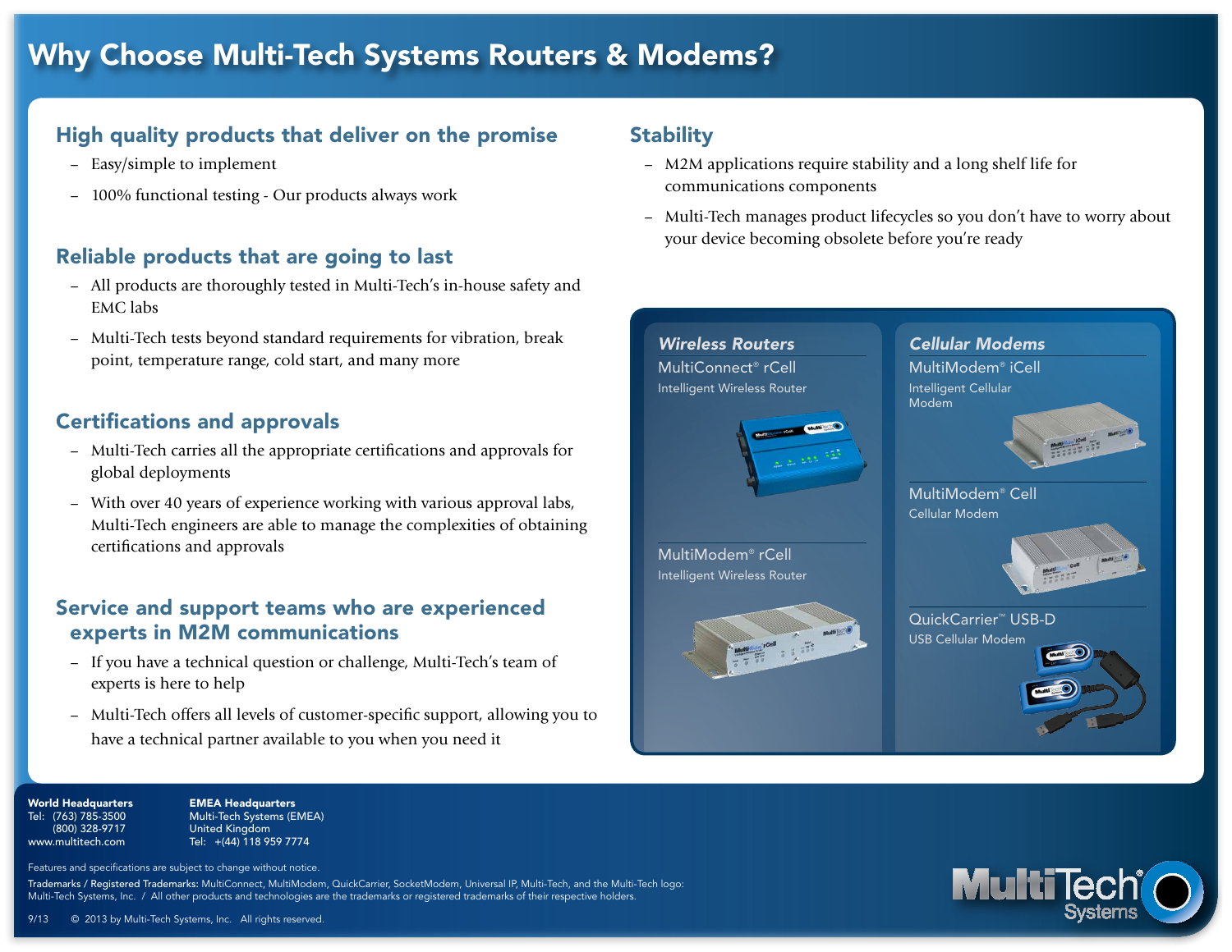# Why Choose Multi-Tech Systems Routers & Modems?

## High quality products that deliver on the promise

- Easy/simple to implement
- 100% functional testing - Our products always work

## Reliable products that are going to last

- All products are thoroughly tested in Multi-Tech's in-house safety and EMC labs
- Multi-Tech tests beyond standard requirements for vibration, break point, temperature range, cold start, and many more

## Certifications and approvals

- Multi-Tech carries all the appropriate certifications and approvals for global deployments
- With over 40 years of experience working with various approval labs, Multi-Tech engineers are able to manage the complexities of obtaining certifications and approvals

## Service and support teams who are experienced experts in M2M communications

- If you have a technical question or challenge, Multi-Tech's team of experts is here to help
- Multi-Tech offers all levels of customer-specific support, allowing you to have a technical partner available to you when you need it

## Stability

- M2M applications require stability and a long shelf life for communications components
- Multi-Tech manages product lifecycles so you don't have to worry about your device becoming obsolete before you're ready

### *Wireless Routers*

**MultiConnect® rCell**
Intelligent Wireless Router

**MultiModem® rCell**
Intelligent Wireless Router

### *Cellular Modems*

**MultiModem® iCell**
Intelligent Cellular Modem

**MultiModem® Cell**
Cellular Modem

**QuickCarrier™ USB-D**
USB Cellular Modem

**World Headquarters**
Tel: (763) 785-3500
(800) 328-9717
www.multitech.com

**EMEA Headquarters**
Multi-Tech Systems (EMEA)
United Kingdom
Tel: +(44) 118 959 7774

Features and specifications are subject to change without notice.

Trademarks / Registered Trademarks: MultiConnect, MultiModem, QuickCarrier, SocketModem, Universal IP, Multi-Tech, and the Multi-Tech logo: Multi-Tech Systems, Inc. / All other products and technologies are the trademarks or registered trademarks of their respective holders.

9/13 © 2013 by Multi-Tech Systems, Inc. All rights reserved.

MultiTech Systems